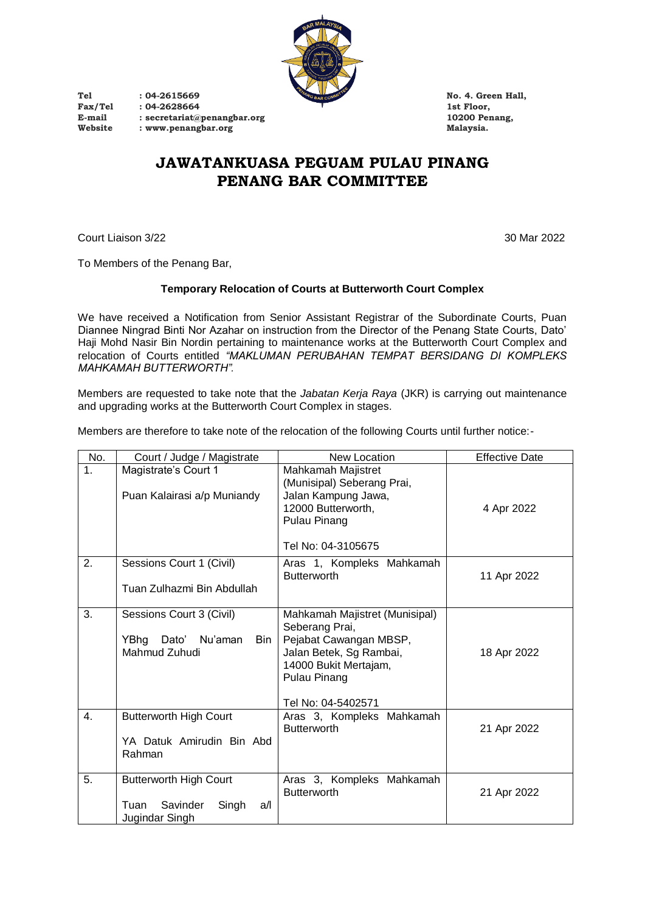Tel : 04-2615669
Fax/Tel : 04-2628664
E-mail : secretariat@penangbar.org
Website : www.penangbar.org

No. 4. Green Hall,
1st Floor,
10200 Penang,
Malaysia.

# JAWATANKUASA PEGUAM PULAU PINANG
# PENANG BAR COMMITTEE

Court Liaison 3/22

30 Mar 2022

To Members of the Penang Bar,

**Temporary Relocation of Courts at Butterworth Court Complex**

We have received a Notification from Senior Assistant Registrar of the Subordinate Courts, Puan Diannee Ningrad Binti Nor Azahar on instruction from the Director of the Penang State Courts, Dato' Haji Mohd Nasir Bin Nordin pertaining to maintenance works at the Butterworth Court Complex and relocation of Courts entitled *"MAKLUMAN PERUBAHAN TEMPAT BERSIDANG DI KOMPLEKS MAHKAMAH BUTTERWORTH".*

Members are requested to take note that the *Jabatan Kerja Raya* (JKR) is carrying out maintenance and upgrading works at the Butterworth Court Complex in stages.

Members are therefore to take note of the relocation of the following Courts until further notice:-

| No. | Court / Judge / Magistrate | New Location | Effective Date |
|---|---|---|---|
| 1. | Magistrate's Court 1<br><br>Puan Kalairasi a/p Muniandy | Mahkamah Majistret (Munisipal) Seberang Prai, Jalan Kampung Jawa, 12000 Butterworth, Pulau Pinang<br><br>Tel No: 04-3105675 | 4 Apr 2022 |
| 2. | Sessions Court 1 (Civil)<br><br>Tuan Zulhazmi Bin Abdullah | Aras 1, Kompleks Mahkamah Butterworth | 11 Apr 2022 |
| 3. | Sessions Court 3 (Civil)<br><br>YBhg Dato' Nu'aman Bin Mahmud Zuhudi | Mahkamah Majistret (Munisipal) Seberang Prai, Pejabat Cawangan MBSP, Jalan Betek, Sg Rambai, 14000 Bukit Mertajam, Pulau Pinang<br><br>Tel No: 04-5402571 | 18 Apr 2022 |
| 4. | Butterworth High Court<br><br>YA Datuk Amirudin Bin Abd Rahman | Aras 3, Kompleks Mahkamah Butterworth | 21 Apr 2022 |
| 5. | Butterworth High Court<br><br>Tuan Savinder Singh a/l Jugindar Singh | Aras 3, Kompleks Mahkamah Butterworth | 21 Apr 2022 |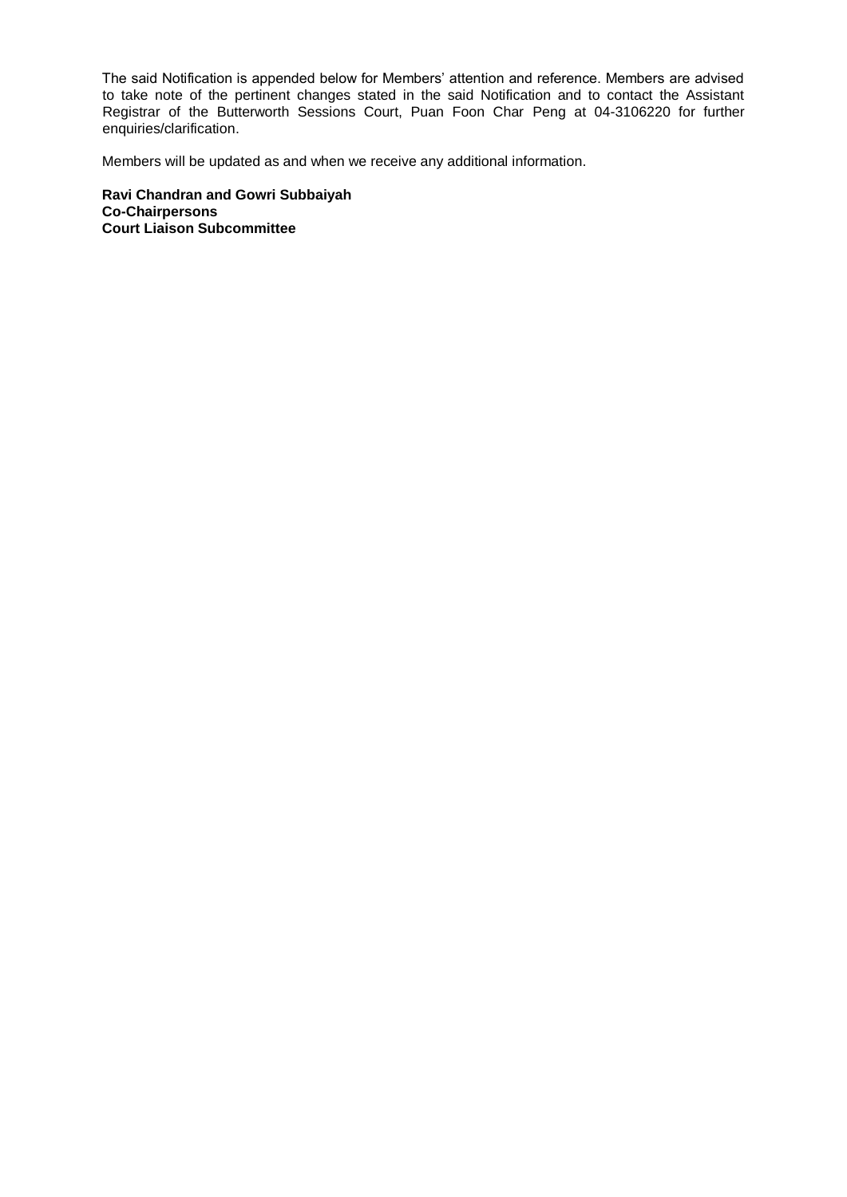The said Notification is appended below for Members' attention and reference. Members are advised to take note of the pertinent changes stated in the said Notification and to contact the Assistant Registrar of the Butterworth Sessions Court, Puan Foon Char Peng at 04-3106220 for further enquiries/clarification.

Members will be updated as and when we receive any additional information.

**Ravi Chandran and Gowri Subbaiyah**
**Co-Chairpersons**
**Court Liaison Subcommittee**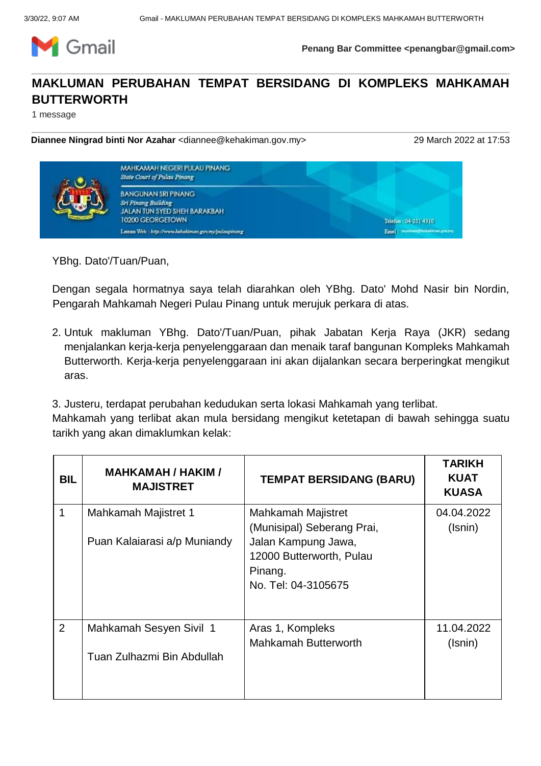Penang Bar Committee <penangbar@gmail.com>

# MAKLUMAN PERUBAHAN TEMPAT BERSIDANG DI KOMPLEKS MAHKAMAH BUTTERWORTH

1 message

**Diannee Ningrad binti Nor Azahar** <diannee@kehakiman.gov.my> 29 March 2022 at 17:53

MAHKAMAH NEGERI PULAU PINANG
*State Court of Pulau Pinang*

BANGUNAN SRI PINANG
*Sri Pinang Building*
JALAN TUN SYED SHEH BARAKBAH
10200 GEORGETOWN

Laman Web : http://www.kehakiman.gov.my/pulaupinang

Telefon : 04-251 4310

YBhg. Dato'/Tuan/Puan,

Dengan segala hormatnya saya telah diarahkan oleh YBhg. Dato' Mohd Nasir bin Nordin, Pengarah Mahkamah Negeri Pulau Pinang untuk merujuk perkara di atas.

2. Untuk makluman YBhg. Dato'/Tuan/Puan, pihak Jabatan Kerja Raya (JKR) sedang menjalankan kerja-kerja penyelenggaraan dan menaik taraf bangunan Kompleks Mahkamah Butterworth. Kerja-kerja penyelenggaraan ini akan dijalankan secara berperingkat mengikut aras.

3. Justeru, terdapat perubahan kedudukan serta lokasi Mahkamah yang terlibat. Mahkamah yang terlibat akan mula bersidang mengikut ketetapan di bawah sehingga suatu tarikh yang akan dimaklumkan kelak:

| BIL | MAHKAMAH / HAKIM / MAJISTRET | TEMPAT BERSIDANG (BARU) | TARIKH KUAT KUASA |
|---|---|---|---|
| 1 | Mahkamah Majistret 1<br><br>Puan Kalaiarasi a/p Muniandy | Mahkamah Majistret (Munisipal) Seberang Prai, Jalan Kampung Jawa, 12000 Butterworth, Pulau Pinang.<br>No. Tel: 04-3105675 | 04.04.2022 (Isnin) |
| 2 | Mahkamah Sesyen Sivil 1<br><br>Tuan Zulhazmi Bin Abdullah | Aras 1, Kompleks Mahkamah Butterworth | 11.04.2022 (Isnin) |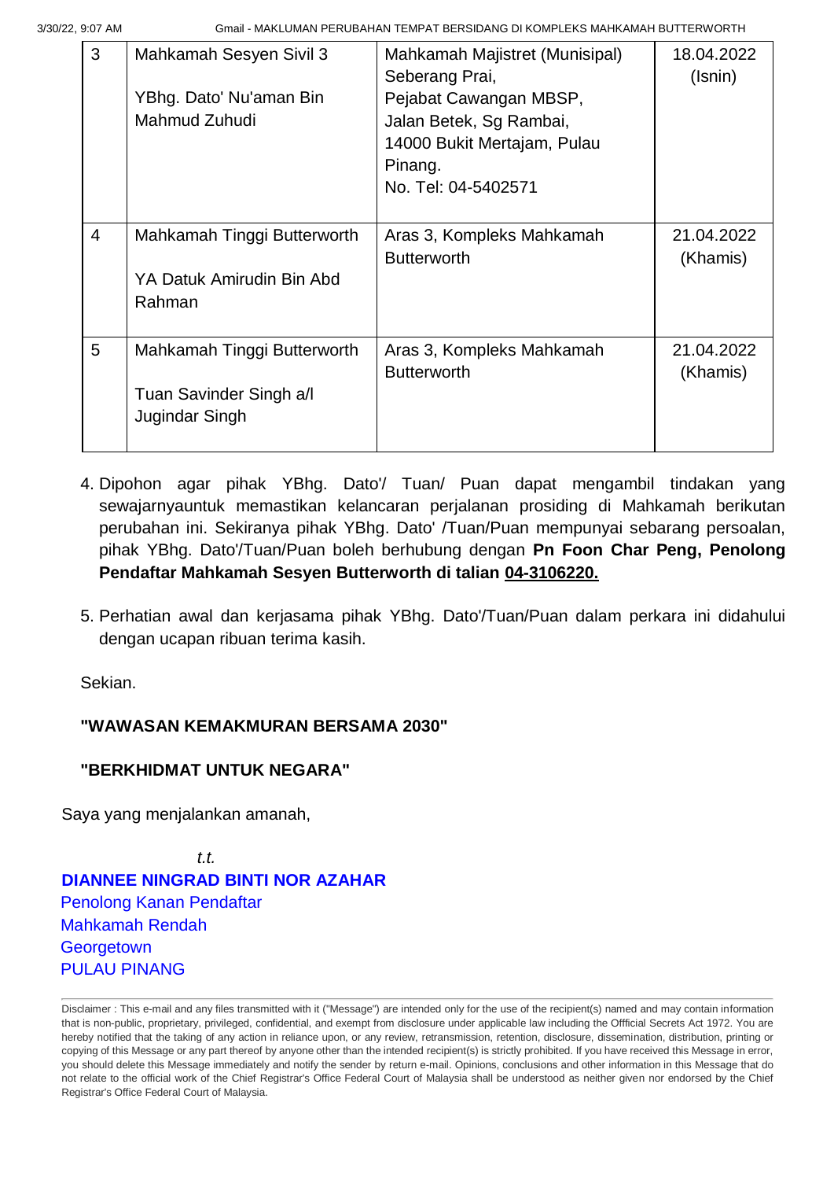| | | | |
|---|---|---|---|
| 3 | Mahkamah Sesyen Sivil 3<br><br>YBhg. Dato' Nu'aman Bin Mahmud Zuhudi | Mahkamah Majistret (Munisipal) Seberang Prai, Pejabat Cawangan MBSP, Jalan Betek, Sg Rambai, 14000 Bukit Mertajam, Pulau Pinang.<br>No. Tel: 04-5402571 | 18.04.2022 (Isnin) |
| 4 | Mahkamah Tinggi Butterworth<br><br>YA Datuk Amirudin Bin Abd Rahman | Aras 3, Kompleks Mahkamah Butterworth | 21.04.2022 (Khamis) |
| 5 | Mahkamah Tinggi Butterworth<br><br>Tuan Savinder Singh a/l Jugindar Singh | Aras 3, Kompleks Mahkamah Butterworth | 21.04.2022 (Khamis) |

4. Dipohon agar pihak YBhg. Dato'/ Tuan/ Puan dapat mengambil tindakan yang sewajarnyauntuk memastikan kelancaran perjalanan prosiding di Mahkamah berikutan perubahan ini. Sekiranya pihak YBhg. Dato' /Tuan/Puan mempunyai sebarang persoalan, pihak YBhg. Dato'/Tuan/Puan boleh berhubung dengan **Pn Foon Char Peng, Penolong Pendaftar Mahkamah Sesyen Butterworth di talian 04-3106220.**

5. Perhatian awal dan kerjasama pihak YBhg. Dato'/Tuan/Puan dalam perkara ini didahului dengan ucapan ribuan terima kasih.

Sekian.

**"WAWASAN KEMAKMURAN BERSAMA 2030"**

**"BERKHIDMAT UNTUK NEGARA"**

Saya yang menjalankan amanah,

*t.t.*

**DIANNEE NINGRAD BINTI NOR AZAHAR**
Penolong Kanan Pendaftar
Mahkamah Rendah
Georgetown
PULAU PINANG

---

Disclaimer : This e-mail and any files transmitted with it ("Message") are intended only for the use of the recipient(s) named and may contain information that is non-public, proprietary, privileged, confidential, and exempt from disclosure under applicable law including the Offficial Secrets Act 1972. You are hereby notified that the taking of any action in reliance upon, or any review, retransmission, retention, disclosure, dissemination, distribution, printing or copying of this Message or any part thereof by anyone other than the intended recipient(s) is strictly prohibited. If you have received this Message in error, you should delete this Message immediately and notify the sender by return e-mail. Opinions, conclusions and other information in this Message that do not relate to the official work of the Chief Registrar's Office Federal Court of Malaysia shall be understood as neither given nor endorsed by the Chief Registrar's Office Federal Court of Malaysia.